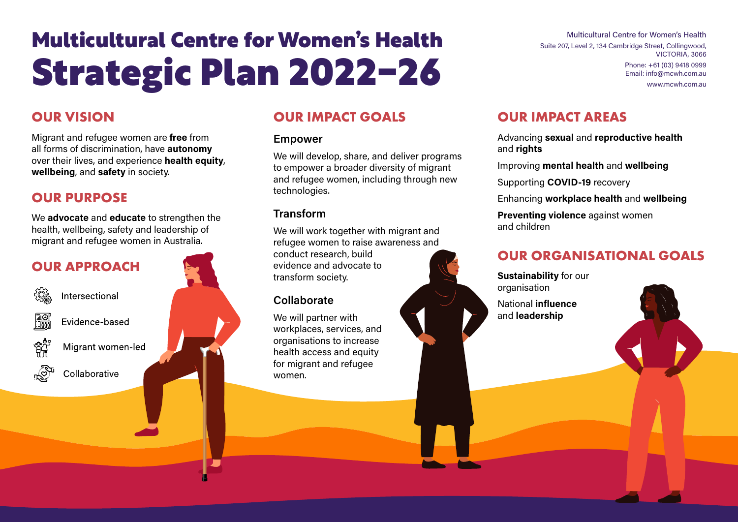# Multicultural Centre for Women's Health

# Strategic Plan 2022–26

Multicultural Centre for Women's Health
Suite 207, Level 2, 134 Cambridge Street, Collingwood, VICTORIA, 3066
Phone: +61 (03) 9418 0999
Email: info@mcwh.com.au
www.mcwh.com.au

## OUR VISION

Migrant and refugee women are **free** from all forms of discrimination, have **autonomy** over their lives, and experience **health equity**, **wellbeing**, and **safety** in society.

## OUR PURPOSE

We **advocate** and **educate** to strengthen the health, wellbeing, safety and leadership of migrant and refugee women in Australia.

## OUR APPROACH

- Intersectional
- Evidence-based
- Migrant women-led
- Collaborative

## OUR IMPACT GOALS

### Empower

We will develop, share, and deliver programs to empower a broader diversity of migrant and refugee women, including through new technologies.

### Transform

We will work together with migrant and refugee women to raise awareness and conduct research, build evidence and advocate to transform society.

### Collaborate

We will partner with workplaces, services, and organisations to increase health access and equity for migrant and refugee women.

## OUR IMPACT AREAS

Advancing **sexual** and **reproductive health** and **rights**

Improving **mental health** and **wellbeing**

Supporting **COVID-19** recovery

Enhancing **workplace health** and **wellbeing**

**Preventing violence** against women and children

## OUR ORGANISATIONAL GOALS

**Sustainability** for our organisation

National **influence** and **leadership**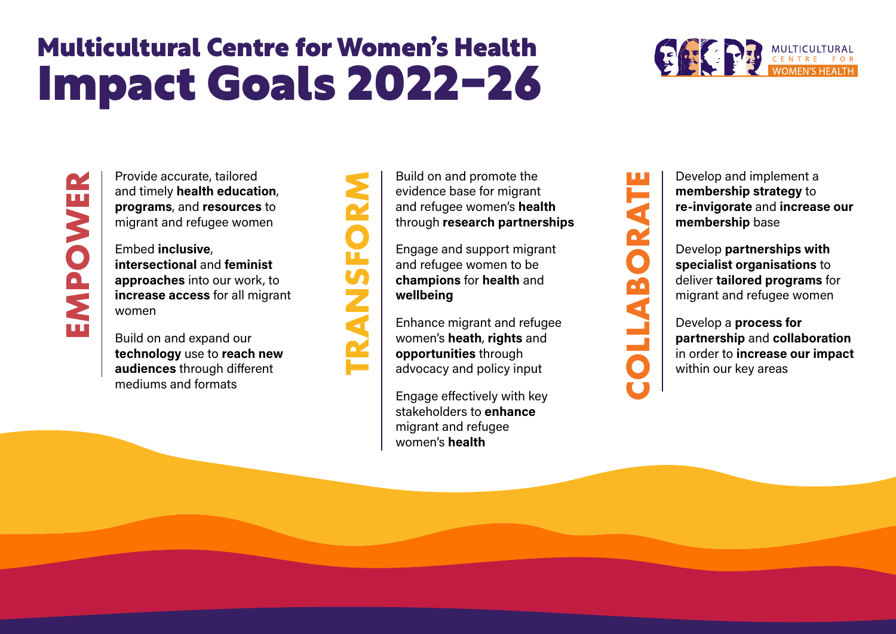# Multicultural Centre for Women's Health Impact Goals 2022–26

MULTICULTURAL CENTRE FOR WOMEN'S HEALTH

## EMPOWER

Provide accurate, tailored and timely **health education**, **programs**, and **resources** to migrant and refugee women

Embed **inclusive**, **intersectional** and **feminist approaches** into our work, to **increase access** for all migrant women

Build on and expand our **technology** use to **reach new audiences** through different mediums and formats

## TRANSFORM

Build on and promote the evidence base for migrant and refugee women's **health** through **research partnerships**

Engage and support migrant and refugee women to be **champions** for **health** and **wellbeing**

Enhance migrant and refugee women's **heath**, **rights** and **opportunities** through advocacy and policy input

Engage effectively with key stakeholders to **enhance** migrant and refugee women's **health**

## COLLABORATE

Develop and implement a **membership strategy** to **re-invigorate** and **increase our membership** base

Develop **partnerships with specialist organisations** to deliver **tailored programs** for migrant and refugee women

Develop a **process for partnership** and **collaboration** in order to **increase our impact** within our key areas